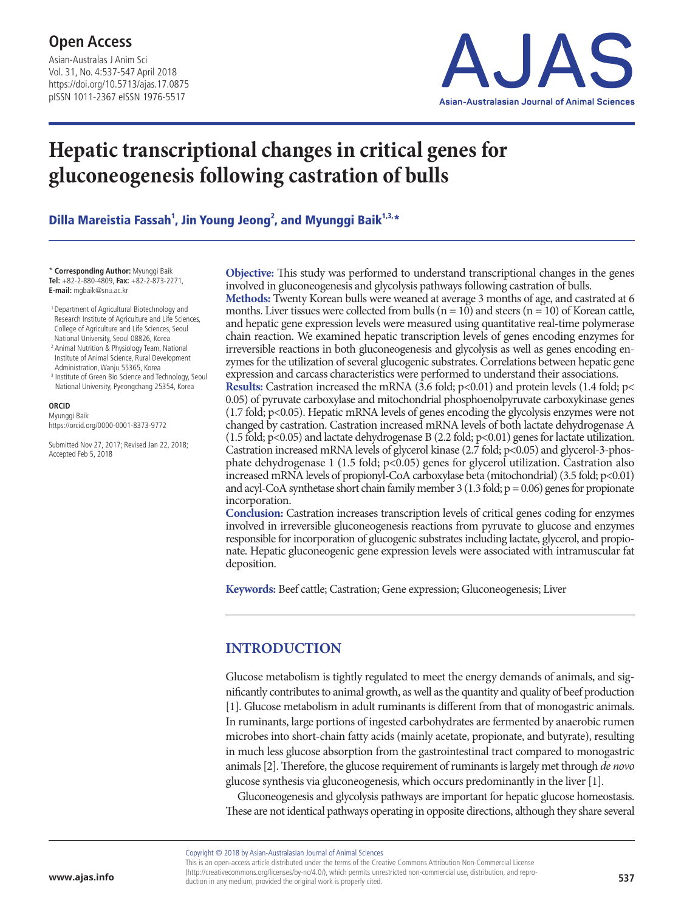**Open Access**

# Hepatic transcriptional changes in critical genes for gluconeogenesis following castration of bulls

**Dilla Mareistia Fassah[1], Jin Young Jeong[2], and Myunggi Baik[1,3,*]**

\* **Corresponding Author:** Myunggi Baik
**Tel:** +82-2-880-4809, **Fax:** +82-2-873-2271,
**E-mail:** mgbaik@snu.ac.kr

[1] Department of Agricultural Biotechnology and Research Institute of Agriculture and Life Sciences, College of Agriculture and Life Sciences, Seoul National University, Seoul 08826, Korea
[2] Animal Nutrition & Physiology Team, National Institute of Animal Science, Rural Development Administration, Wanju 55365, Korea
[3] Institute of Green Bio Science and Technology, Seoul National University, Pyeongchang 25354, Korea

**ORCID**
Myunggi Baik
https://orcid.org/0000-0001-8373-9772

Submitted Nov 27, 2017; Revised Jan 22, 2018; Accepted Feb 5, 2018

**Objective:** This study was performed to understand transcriptional changes in the genes involved in gluconeogenesis and glycolysis pathways following castration of bulls.

**Methods:** Twenty Korean bulls were weaned at average 3 months of age, and castrated at 6 months. Liver tissues were collected from bulls ($n = 10$) and steers ($n = 10$) of Korean cattle, and hepatic gene expression levels were measured using quantitative real-time polymerase chain reaction. We examined hepatic transcription levels of genes encoding enzymes for irreversible reactions in both gluconeogenesis and glycolysis as well as genes encoding enzymes for the utilization of several glucogenic substrates. Correlations between hepatic gene expression and carcass characteristics were performed to understand their associations.

**Results:** Castration increased the mRNA (3.6 fold; $p<0.01$) and protein levels (1.4 fold; $p<0.05$) of pyruvate carboxylase and mitochondrial phosphoenolpyruvate carboxykinase genes (1.7 fold; $p<0.05$). Hepatic mRNA levels of genes encoding the glycolysis enzymes were not changed by castration. Castration increased mRNA levels of both lactate dehydrogenase A (1.5 fold; $p<0.05$) and lactate dehydrogenase B (2.2 fold; $p<0.01$) genes for lactate utilization. Castration increased mRNA levels of glycerol kinase (2.7 fold; $p<0.05$) and glycerol-3-phosphate dehydrogenase 1 (1.5 fold; $p<0.05$) genes for glycerol utilization. Castration also increased mRNA levels of propionyl-CoA carboxylase beta (mitochondrial) (3.5 fold; $p<0.01$) and acyl-CoA synthetase short chain family member 3 (1.3 fold; $p = 0.06$) genes for propionate incorporation.

**Conclusion:** Castration increases transcription levels of critical genes coding for enzymes involved in irreversible gluconeogenesis reactions from pyruvate to glucose and enzymes responsible for incorporation of glucogenic substrates including lactate, glycerol, and propionate. Hepatic gluconeogenic gene expression levels were associated with intramuscular fat deposition.

**Keywords:** Beef cattle; Castration; Gene expression; Gluconeogenesis; Liver

## INTRODUCTION

Glucose metabolism is tightly regulated to meet the energy demands of animals, and significantly contributes to animal growth, as well as the quantity and quality of beef production [1]. Glucose metabolism in adult ruminants is different from that of monogastric animals. In ruminants, large portions of ingested carbohydrates are fermented by anaerobic rumen microbes into short-chain fatty acids (mainly acetate, propionate, and butyrate), resulting in much less glucose absorption from the gastrointestinal tract compared to monogastric animals [2]. Therefore, the glucose requirement of ruminants is largely met through *de novo* glucose synthesis via gluconeogenesis, which occurs predominantly in the liver [1].

Gluconeogenesis and glycolysis pathways are important for hepatic glucose homeostasis. These are not identical pathways operating in opposite directions, although they share several

Copyright © 2018 by Asian-Australasian Journal of Animal Sciences
This is an open-access article distributed under the terms of the Creative Commons Attribution Non-Commercial License (http://creativecommons.org/licenses/by-nc/4.0/), which permits unrestricted non-commercial use, distribution, and reproduction in any medium, provided the original work is properly cited.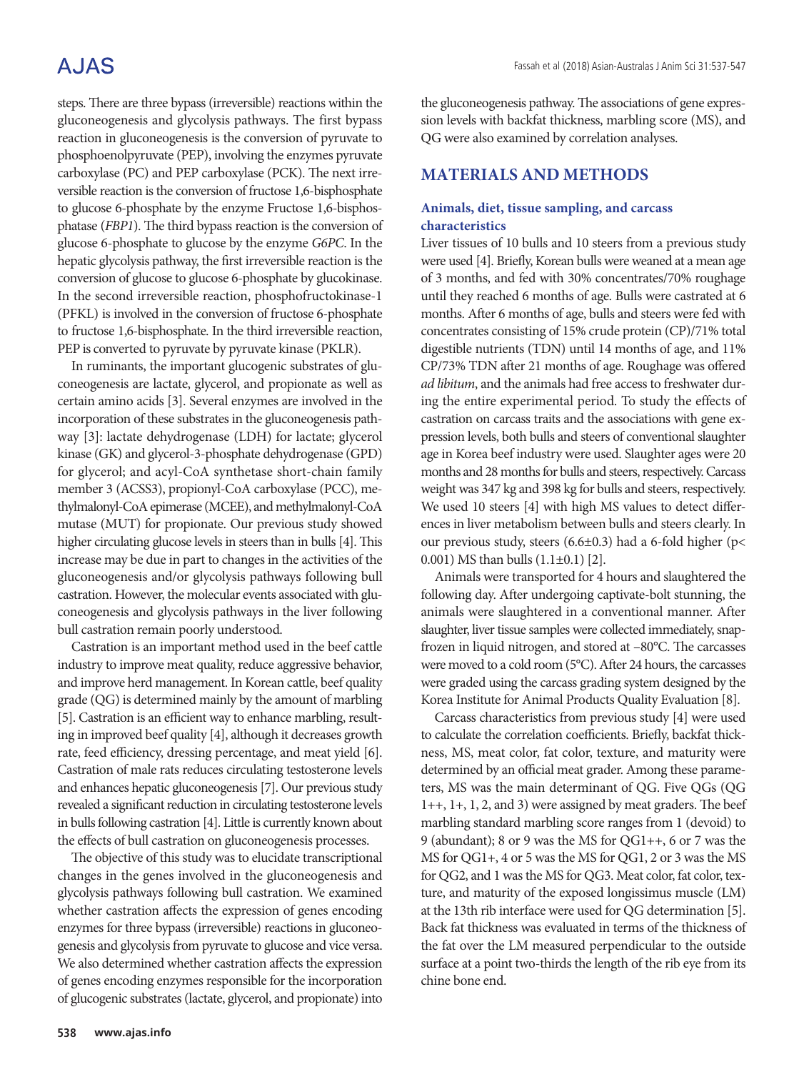steps. There are three bypass (irreversible) reactions within the gluconeogenesis and glycolysis pathways. The first bypass reaction in gluconeogenesis is the conversion of pyruvate to phosphoenolpyruvate (PEP), involving the enzymes pyruvate carboxylase (PC) and PEP carboxylase (PCK). The next irreversible reaction is the conversion of fructose 1,6-bisphosphate to glucose 6-phosphate by the enzyme Fructose 1,6-bisphosphatase (*FBP1*). The third bypass reaction is the conversion of glucose 6-phosphate to glucose by the enzyme *G6PC*. In the hepatic glycolysis pathway, the first irreversible reaction is the conversion of glucose to glucose 6-phosphate by glucokinase. In the second irreversible reaction, phosphofructokinase-1 (PFKL) is involved in the conversion of fructose 6-phosphate to fructose 1,6-bisphosphate. In the third irreversible reaction, PEP is converted to pyruvate by pyruvate kinase (PKLR).

In ruminants, the important glucogenic substrates of gluconeogenesis are lactate, glycerol, and propionate as well as certain amino acids [3]. Several enzymes are involved in the incorporation of these substrates in the gluconeogenesis pathway [3]: lactate dehydrogenase (LDH) for lactate; glycerol kinase (GK) and glycerol-3-phosphate dehydrogenase (GPD) for glycerol; and acyl-CoA synthetase short-chain family member 3 (ACSS3), propionyl-CoA carboxylase (PCC), methylmalonyl-CoA epimerase (MCEE), and methylmalonyl-CoA mutase (MUT) for propionate. Our previous study showed higher circulating glucose levels in steers than in bulls [4]. This increase may be due in part to changes in the activities of the gluconeogenesis and/or glycolysis pathways following bull castration. However, the molecular events associated with gluconeogenesis and glycolysis pathways in the liver following bull castration remain poorly understood.

Castration is an important method used in the beef cattle industry to improve meat quality, reduce aggressive behavior, and improve herd management. In Korean cattle, beef quality grade (QG) is determined mainly by the amount of marbling [5]. Castration is an efficient way to enhance marbling, resulting in improved beef quality [4], although it decreases growth rate, feed efficiency, dressing percentage, and meat yield [6]. Castration of male rats reduces circulating testosterone levels and enhances hepatic gluconeogenesis [7]. Our previous study revealed a significant reduction in circulating testosterone levels in bulls following castration [4]. Little is currently known about the effects of bull castration on gluconeogenesis processes.

The objective of this study was to elucidate transcriptional changes in the genes involved in the gluconeogenesis and glycolysis pathways following bull castration. We examined whether castration affects the expression of genes encoding enzymes for three bypass (irreversible) reactions in gluconeogenesis and glycolysis from pyruvate to glucose and vice versa. We also determined whether castration affects the expression of genes encoding enzymes responsible for the incorporation of glucogenic substrates (lactate, glycerol, and propionate) into the gluconeogenesis pathway. The associations of gene expression levels with backfat thickness, marbling score (MS), and QG were also examined by correlation analyses.

## MATERIALS AND METHODS

### Animals, diet, tissue sampling, and carcass characteristics

Liver tissues of 10 bulls and 10 steers from a previous study were used [4]. Briefly, Korean bulls were weaned at a mean age of 3 months, and fed with 30% concentrates/70% roughage until they reached 6 months of age. Bulls were castrated at 6 months. After 6 months of age, bulls and steers were fed with concentrates consisting of 15% crude protein (CP)/71% total digestible nutrients (TDN) until 14 months of age, and 11% CP/73% TDN after 21 months of age. Roughage was offered *ad libitum*, and the animals had free access to freshwater during the entire experimental period. To study the effects of castration on carcass traits and the associations with gene expression levels, both bulls and steers of conventional slaughter age in Korea beef industry were used. Slaughter ages were 20 months and 28 months for bulls and steers, respectively. Carcass weight was 347 kg and 398 kg for bulls and steers, respectively. We used 10 steers [4] with high MS values to detect differences in liver metabolism between bulls and steers clearly. In our previous study, steers (6.6±0.3) had a 6-fold higher ($p<0.001$) MS than bulls (1.1±0.1) [2].

Animals were transported for 4 hours and slaughtered the following day. After undergoing captivate-bolt stunning, the animals were slaughtered in a conventional manner. After slaughter, liver tissue samples were collected immediately, snap-frozen in liquid nitrogen, and stored at –80°C. The carcasses were moved to a cold room (5°C). After 24 hours, the carcasses were graded using the carcass grading system designed by the Korea Institute for Animal Products Quality Evaluation [8].

Carcass characteristics from previous study [4] were used to calculate the correlation coefficients. Briefly, backfat thickness, MS, meat color, fat color, texture, and maturity were determined by an official meat grader. Among these parameters, MS was the main determinant of QG. Five QGs (QG 1++, 1+, 1, 2, and 3) were assigned by meat graders. The beef marbling standard marbling score ranges from 1 (devoid) to 9 (abundant); 8 or 9 was the MS for QG1++, 6 or 7 was the MS for QG1+, 4 or 5 was the MS for QG1, 2 or 3 was the MS for QG2, and 1 was the MS for QG3. Meat color, fat color, texture, and maturity of the exposed longissimus muscle (LM) at the 13th rib interface were used for QG determination [5]. Back fat thickness was evaluated in terms of the thickness of the fat over the LM measured perpendicular to the outside surface at a point two-thirds the length of the rib eye from its chine bone end.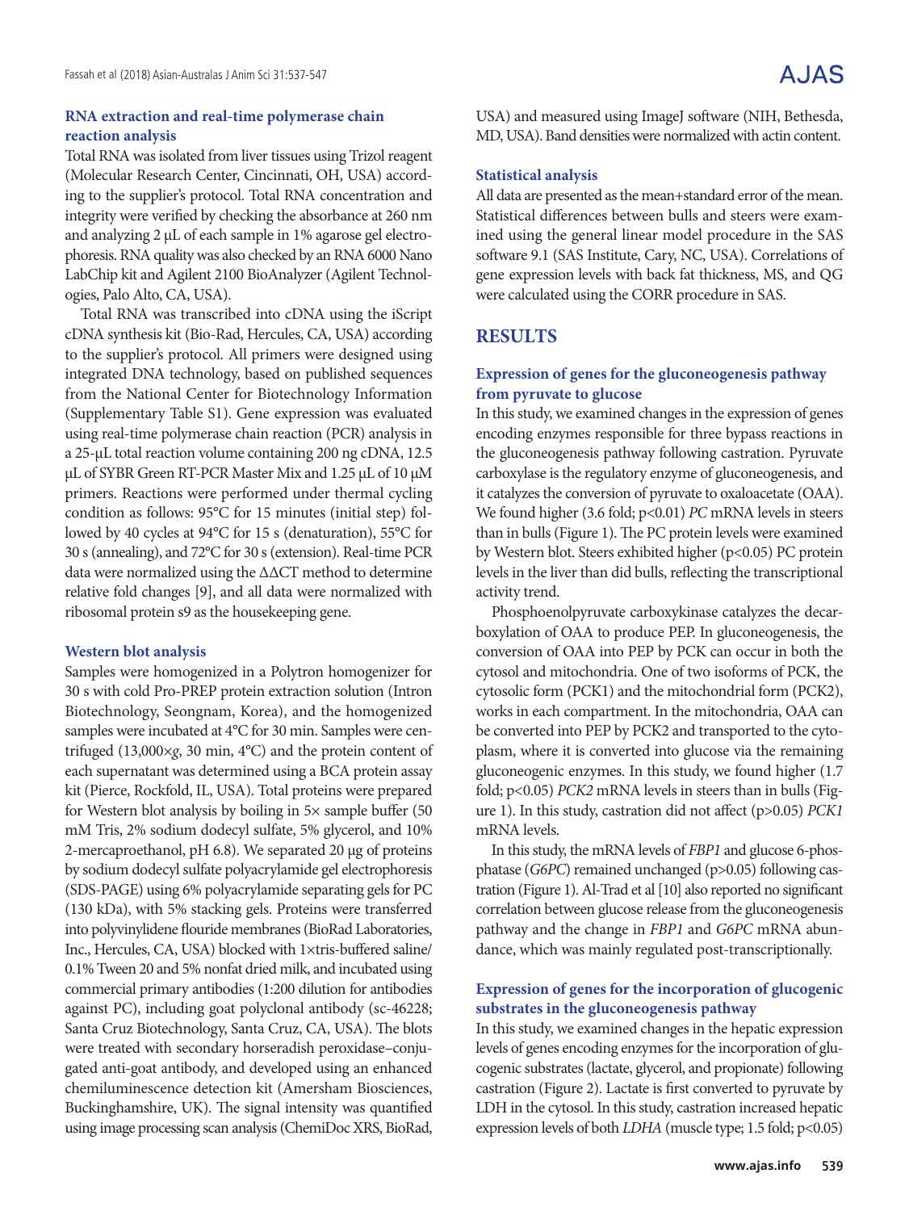### RNA extraction and real-time polymerase chain reaction analysis

Total RNA was isolated from liver tissues using Trizol reagent (Molecular Research Center, Cincinnati, OH, USA) according to the supplier's protocol. Total RNA concentration and integrity were verified by checking the absorbance at 260 nm and analyzing 2 μL of each sample in 1% agarose gel electrophoresis. RNA quality was also checked by an RNA 6000 Nano LabChip kit and Agilent 2100 BioAnalyzer (Agilent Technologies, Palo Alto, CA, USA).

Total RNA was transcribed into cDNA using the iScript cDNA synthesis kit (Bio-Rad, Hercules, CA, USA) according to the supplier's protocol. All primers were designed using integrated DNA technology, based on published sequences from the National Center for Biotechnology Information (Supplementary Table S1). Gene expression was evaluated using real-time polymerase chain reaction (PCR) analysis in a 25-μL total reaction volume containing 200 ng cDNA, 12.5 μL of SYBR Green RT-PCR Master Mix and 1.25 μL of 10 μM primers. Reactions were performed under thermal cycling condition as follows: 95°C for 15 minutes (initial step) followed by 40 cycles at 94°C for 15 s (denaturation), 55°C for 30 s (annealing), and 72°C for 30 s (extension). Real-time PCR data were normalized using the ΔΔCT method to determine relative fold changes [9], and all data were normalized with ribosomal protein s9 as the housekeeping gene.

### Western blot analysis

Samples were homogenized in a Polytron homogenizer for 30 s with cold Pro-PREP protein extraction solution (Intron Biotechnology, Seongnam, Korea), and the homogenized samples were incubated at 4°C for 30 min. Samples were centrifuged (13,000×*g*, 30 min, 4°C) and the protein content of each supernatant was determined using a BCA protein assay kit (Pierce, Rockfold, IL, USA). Total proteins were prepared for Western blot analysis by boiling in 5× sample buffer (50 mM Tris, 2% sodium dodecyl sulfate, 5% glycerol, and 10% 2-mercaproethanol, pH 6.8). We separated 20 μg of proteins by sodium dodecyl sulfate polyacrylamide gel electrophoresis (SDS-PAGE) using 6% polyacrylamide separating gels for PC (130 kDa), with 5% stacking gels. Proteins were transferred into polyvinylidene flouride membranes (BioRad Laboratories, Inc., Hercules, CA, USA) blocked with 1×tris-buffered saline/ 0.1% Tween 20 and 5% nonfat dried milk, and incubated using commercial primary antibodies (1:200 dilution for antibodies against PC), including goat polyclonal antibody (sc-46228; Santa Cruz Biotechnology, Santa Cruz, CA, USA). The blots were treated with secondary horseradish peroxidase–conjugated anti-goat antibody, and developed using an enhanced chemiluminescence detection kit (Amersham Biosciences, Buckinghamshire, UK). The signal intensity was quantified using image processing scan analysis (ChemiDoc XRS, BioRad, USA) and measured using ImageJ software (NIH, Bethesda, MD, USA). Band densities were normalized with actin content.

### Statistical analysis

All data are presented as the mean+standard error of the mean. Statistical differences between bulls and steers were examined using the general linear model procedure in the SAS software 9.1 (SAS Institute, Cary, NC, USA). Correlations of gene expression levels with back fat thickness, MS, and QG were calculated using the CORR procedure in SAS.

## RESULTS

### Expression of genes for the gluconeogenesis pathway from pyruvate to glucose

In this study, we examined changes in the expression of genes encoding enzymes responsible for three bypass reactions in the gluconeogenesis pathway following castration. Pyruvate carboxylase is the regulatory enzyme of gluconeogenesis, and it catalyzes the conversion of pyruvate to oxaloacetate (OAA). We found higher (3.6 fold; $p<0.01$) *PC* mRNA levels in steers than in bulls (Figure 1). The PC protein levels were examined by Western blot. Steers exhibited higher ($p<0.05$) PC protein levels in the liver than did bulls, reflecting the transcriptional activity trend.

Phosphoenolpyruvate carboxykinase catalyzes the decarboxylation of OAA to produce PEP. In gluconeogenesis, the conversion of OAA into PEP by PCK can occur in both the cytosol and mitochondria. One of two isoforms of PCK, the cytosolic form (PCK1) and the mitochondrial form (PCK2), works in each compartment. In the mitochondria, OAA can be converted into PEP by PCK2 and transported to the cytoplasm, where it is converted into glucose via the remaining gluconeogenic enzymes. In this study, we found higher (1.7 fold; $p<0.05$) *PCK2* mRNA levels in steers than in bulls (Figure 1). In this study, castration did not affect ($p>0.05$) *PCK1* mRNA levels.

In this study, the mRNA levels of *FBP1* and glucose 6-phosphatase (*G6PC*) remained unchanged ($p>0.05$) following castration (Figure 1). Al-Trad et al [10] also reported no significant correlation between glucose release from the gluconeogenesis pathway and the change in *FBP1* and *G6PC* mRNA abundance, which was mainly regulated post-transcriptionally.

### Expression of genes for the incorporation of glucogenic substrates in the gluconeogenesis pathway

In this study, we examined changes in the hepatic expression levels of genes encoding enzymes for the incorporation of glucogenic substrates (lactate, glycerol, and propionate) following castration (Figure 2). Lactate is first converted to pyruvate by LDH in the cytosol. In this study, castration increased hepatic expression levels of both *LDHA* (muscle type; 1.5 fold; $p<0.05$)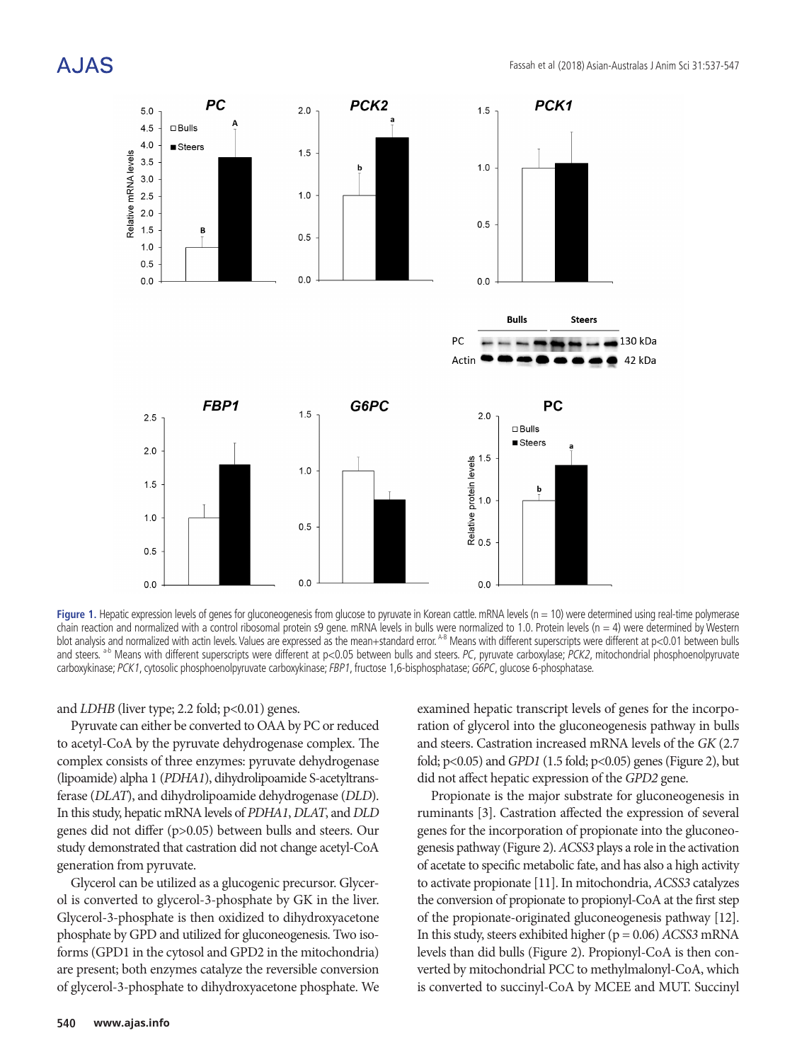**Figure 1.** Hepatic expression levels of genes for gluconeogenesis from glucose to pyruvate in Korean cattle. mRNA levels (n = 10) were determined using real-time polymerase chain reaction and normalized with a control ribosomal protein s9 gene. mRNA levels in bulls were normalized to 1.0. Protein levels (n = 4) were determined by Western blot analysis and normalized with actin levels. Values are expressed as the mean+standard error. [A-B] Means with different superscripts were different at p<0.01 between bulls and steers. [a-b] Means with different superscripts were different at p<0.05 between bulls and steers. *PC*, pyruvate carboxylase; *PCK2*, mitochondrial phosphoenolpyruvate carboxykinase; *PCK1*, cytosolic phosphoenolpyruvate carboxykinase; *FBP1*, fructose 1,6-bisphosphatase; *G6PC*, glucose 6-phosphatase.

and *LDHB* (liver type; 2.2 fold; p<0.01) genes.

Pyruvate can either be converted to OAA by PC or reduced to acetyl-CoA by the pyruvate dehydrogenase complex. The complex consists of three enzymes: pyruvate dehydrogenase (lipoamide) alpha 1 (*PDHA1*), dihydrolipoamide S-acetyltransferase (*DLAT*), and dihydrolipoamide dehydrogenase (*DLD*). In this study, hepatic mRNA levels of *PDHA1*, *DLAT*, and *DLD* genes did not differ (p>0.05) between bulls and steers. Our study demonstrated that castration did not change acetyl-CoA generation from pyruvate.

Glycerol can be utilized as a glucogenic precursor. Glycerol is converted to glycerol-3-phosphate by GK in the liver. Glycerol-3-phosphate is then oxidized to dihydroxyacetone phosphate by GPD and utilized for gluconeogenesis. Two isoforms (GPD1 in the cytosol and GPD2 in the mitochondria) are present; both enzymes catalyze the reversible conversion of glycerol-3-phosphate to dihydroxyacetone phosphate. We examined hepatic transcript levels of genes for the incorporation of glycerol into the gluconeogenesis pathway in bulls and steers. Castration increased mRNA levels of the *GK* (2.7 fold; p<0.05) and *GPD1* (1.5 fold; p<0.05) genes (Figure 2), but did not affect hepatic expression of the *GPD2* gene.

Propionate is the major substrate for gluconeogenesis in ruminants [3]. Castration affected the expression of several genes for the incorporation of propionate into the gluconeogenesis pathway (Figure 2). *ACSS3* plays a role in the activation of acetate to specific metabolic fate, and has also a high activity to activate propionate [11]. In mitochondria, *ACSS3* catalyzes the conversion of propionate to propionyl-CoA at the first step of the propionate-originated gluconeogenesis pathway [12]. In this study, steers exhibited higher (p = 0.06) *ACSS3* mRNA levels than did bulls (Figure 2). Propionyl-CoA is then converted by mitochondrial PCC to methylmalonyl-CoA, which is converted to succinyl-CoA by MCEE and MUT. Succinyl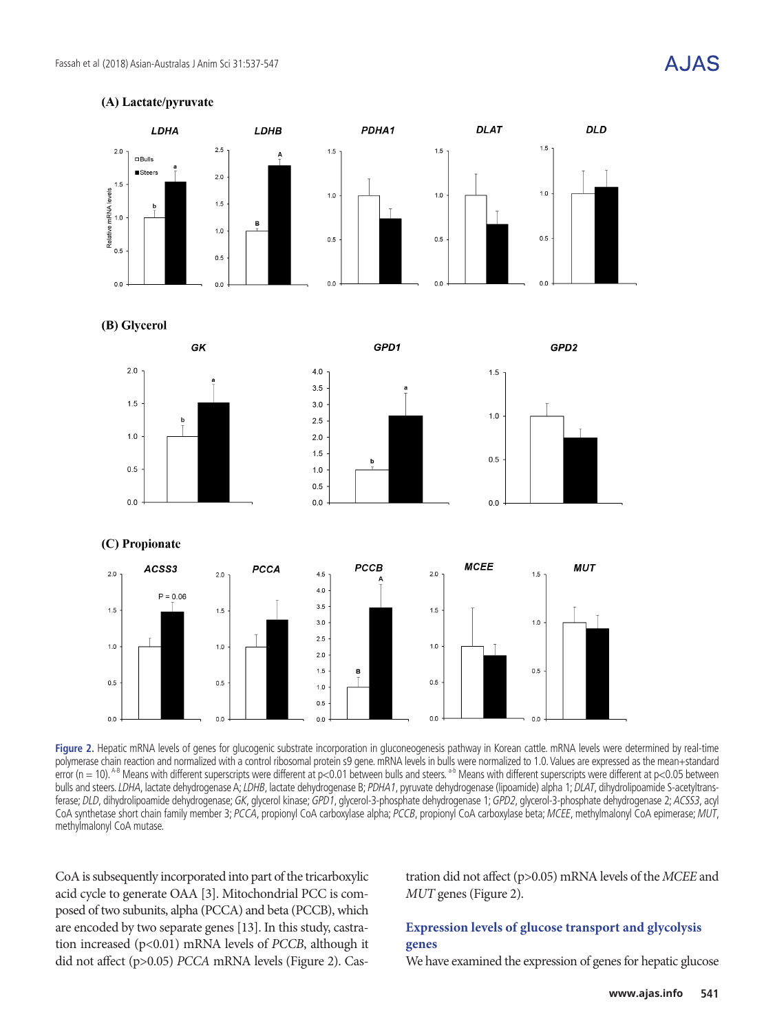Figure 2. Hepatic mRNA levels of genes for glucogenic substrate incorporation in gluconeogenesis pathway in Korean cattle. mRNA levels were determined by real-time polymerase chain reaction and normalized with a control ribosomal protein s9 gene. mRNA levels in bulls were normalized to 1.0. Values are expressed as the mean+standard error (n = 10). [A,B] Means with different superscripts were different at p<0.01 between bulls and steers. [a,b] Means with different superscripts were different at p<0.05 between bulls and steers. *LDHA*, lactate dehydrogenase A; *LDHB*, lactate dehydrogenase B; *PDHA1*, pyruvate dehydrogenase (lipoamide) alpha 1; *DLAT*, dihydrolipoamide S-acetyltransferase; *DLD*, dihydrolipoamide dehydrogenase; *GK*, glycerol kinase; *GPD1*, glycerol-3-phosphate dehydrogenase 1; *GPD2*, glycerol-3-phosphate dehydrogenase 2; *ACSS3*, acyl CoA synthetase short chain family member 3; *PCCA*, propionyl CoA carboxylase alpha; *PCCB*, propionyl CoA carboxylase beta; *MCEE*, methylmalonyl CoA epimerase; *MUT*, methylmalonyl CoA mutase.

CoA is subsequently incorporated into part of the tricarboxylic acid cycle to generate OAA [3]. Mitochondrial PCC is composed of two subunits, alpha (PCCA) and beta (PCCB), which are encoded by two separate genes [13]. In this study, castration increased (p<0.01) mRNA levels of *PCCB*, although it did not affect (p>0.05) *PCCA* mRNA levels (Figure 2). Castration did not affect (p>0.05) mRNA levels of the *MCEE* and *MUT* genes (Figure 2).

### Expression levels of glucose transport and glycolysis genes

We have examined the expression of genes for hepatic glucose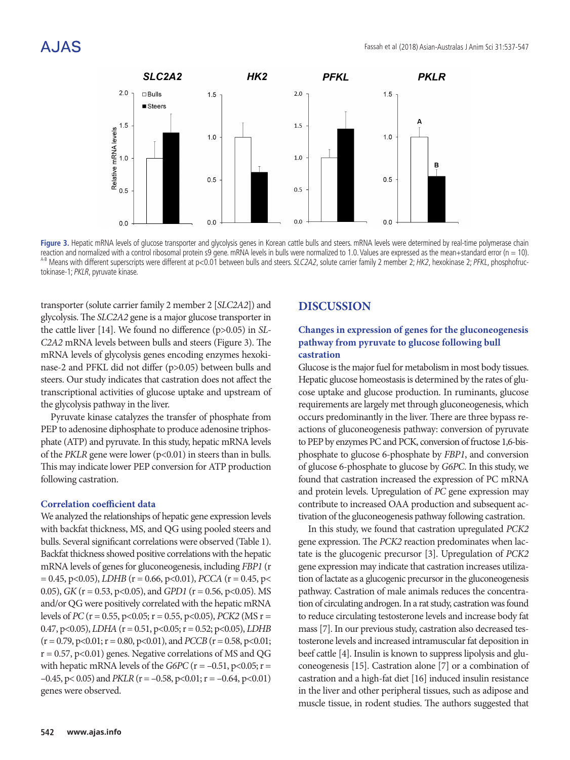Figure 3. Hepatic mRNA levels of glucose transporter and glycolysis genes in Korean cattle bulls and steers. mRNA levels were determined by real-time polymerase chain reaction and normalized with a control ribosomal protein s9 gene. mRNA levels in bulls were normalized to 1.0. Values are expressed as the mean+standard error (n = 10). [A-B] Means with different superscripts were different at p<0.01 between bulls and steers. *SLC2A2*, solute carrier family 2 member 2; *HK2*, hexokinase 2; *PFKL*, phosphofructokinase-1; *PKLR*, pyruvate kinase.

transporter (solute carrier family 2 member 2 [*SLC2A2*]) and glycolysis. The *SLC2A2* gene is a major glucose transporter in the cattle liver [14]. We found no difference (p>0.05) in *SLC2A2* mRNA levels between bulls and steers (Figure 3). The mRNA levels of glycolysis genes encoding enzymes hexokinase-2 and PFKL did not differ (p>0.05) between bulls and steers. Our study indicates that castration does not affect the transcriptional activities of glucose uptake and upstream of the glycolysis pathway in the liver.

Pyruvate kinase catalyzes the transfer of phosphate from PEP to adenosine diphosphate to produce adenosine triphosphate (ATP) and pyruvate. In this study, hepatic mRNA levels of the *PKLR* gene were lower (p<0.01) in steers than in bulls. This may indicate lower PEP conversion for ATP production following castration.

### Correlation coefficient data

We analyzed the relationships of hepatic gene expression levels with backfat thickness, MS, and QG using pooled steers and bulls. Several significant correlations were observed (Table 1). Backfat thickness showed positive correlations with the hepatic mRNA levels of genes for gluconeogenesis, including *FBP1* (r = 0.45, p<0.05), *LDHB* (r = 0.66, p<0.01), *PCCA* (r = 0.45, p<0.05), *GK* (r = 0.53, p<0.05), and *GPD1* (r = 0.56, p<0.05). MS and/or QG were positively correlated with the hepatic mRNA levels of *PC* (r = 0.55, p<0.05; r = 0.55, p<0.05), *PCK2* (MS r = 0.47, p<0.05), *LDHA* (r = 0.51, p<0.05; r = 0.52; p<0.05), *LDHB* (r = 0.79, p<0.01; r = 0.80, p<0.01), and *PCCB* (r = 0.58, p<0.01; r = 0.57, p<0.01) genes. Negative correlations of MS and QG with hepatic mRNA levels of the *G6PC* (r = –0.51, p<0.05; r = –0.45, p< 0.05) and *PKLR* (r = –0.58, p<0.01; r = –0.64, p<0.01) genes were observed.

## DISCUSSION

### Changes in expression of genes for the gluconeogenesis pathway from pyruvate to glucose following bull castration

Glucose is the major fuel for metabolism in most body tissues. Hepatic glucose homeostasis is determined by the rates of glucose uptake and glucose production. In ruminants, glucose requirements are largely met through gluconeogenesis, which occurs predominantly in the liver. There are three bypass reactions of gluconeogenesis pathway: conversion of pyruvate to PEP by enzymes PC and PCK, conversion of fructose 1,6-bisphosphate to glucose 6-phosphate by *FBP1*, and conversion of glucose 6-phosphate to glucose by *G6PC*. In this study, we found that castration increased the expression of PC mRNA and protein levels. Upregulation of *PC* gene expression may contribute to increased OAA production and subsequent activation of the gluconeogenesis pathway following castration.

In this study, we found that castration upregulated *PCK2* gene expression. The *PCK2* reaction predominates when lactate is the glucogenic precursor [3]. Upregulation of *PCK2* gene expression may indicate that castration increases utilization of lactate as a glucogenic precursor in the gluconeogenesis pathway. Castration of male animals reduces the concentration of circulating androgen. In a rat study, castration was found to reduce circulating testosterone levels and increase body fat mass [7]. In our previous study, castration also decreased testosterone levels and increased intramuscular fat deposition in beef cattle [4]. Insulin is known to suppress lipolysis and gluconeogenesis [15]. Castration alone [7] or a combination of castration and a high-fat diet [16] induced insulin resistance in the liver and other peripheral tissues, such as adipose and muscle tissue, in rodent studies. The authors suggested that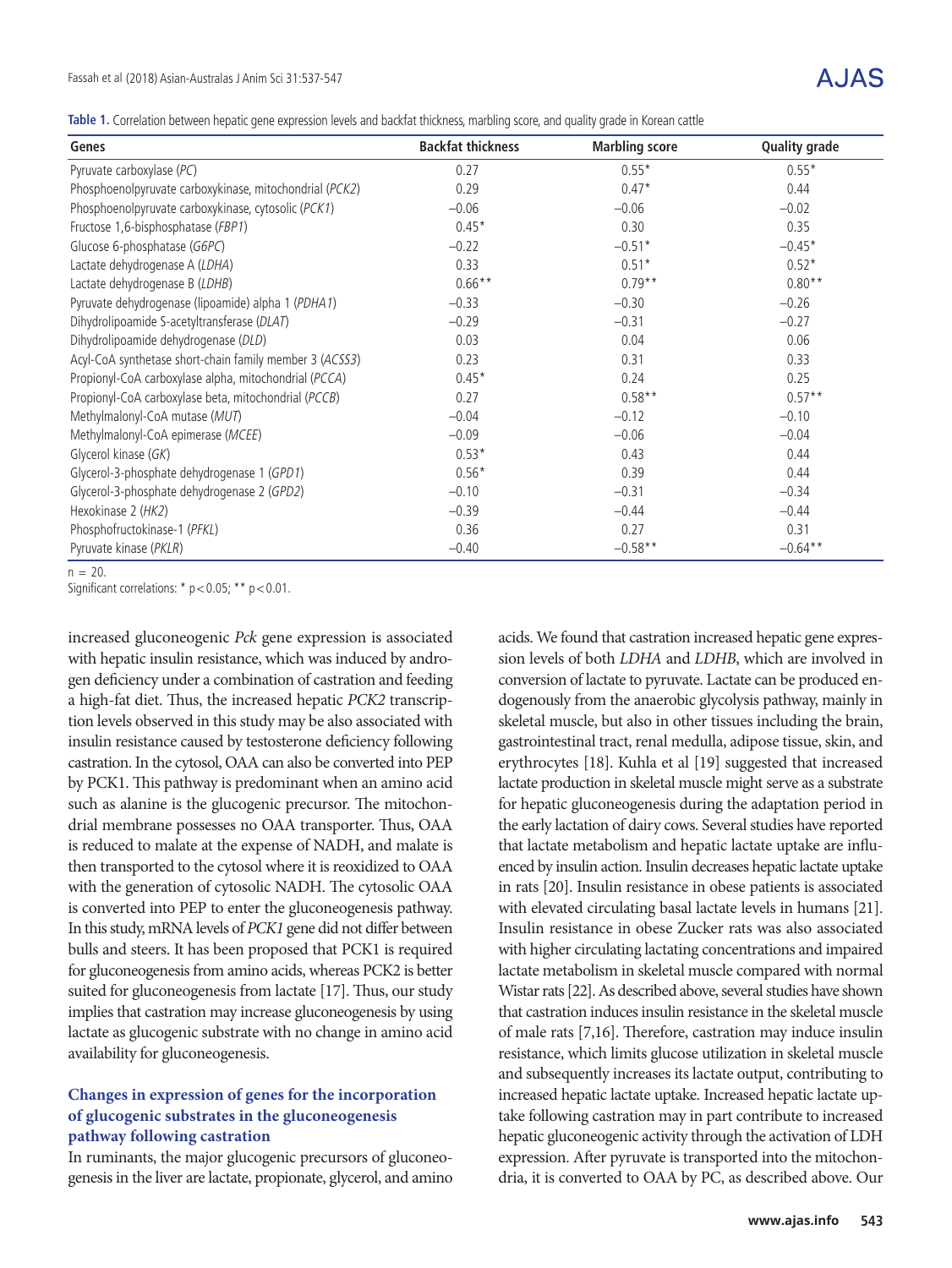**Table 1.** Correlation between hepatic gene expression levels and backfat thickness, marbling score, and quality grade in Korean cattle

| Genes | Backfat thickness | Marbling score | Quality grade |
|---|---|---|---|
| Pyruvate carboxylase (*PC*) | 0.27 | 0.55* | 0.55* |
| Phosphoenolpyruvate carboxykinase, mitochondrial (*PCK2*) | 0.29 | 0.47* | 0.44 |
| Phosphoenolpyruvate carboxykinase, cytosolic (*PCK1*) | −0.06 | −0.06 | −0.02 |
| Fructose 1,6-bisphosphatase (*FBP1*) | 0.45* | 0.30 | 0.35 |
| Glucose 6-phosphatase (*G6PC*) | −0.22 | −0.51* | −0.45* |
| Lactate dehydrogenase A (*LDHA*) | 0.33 | 0.51* | 0.52* |
| Lactate dehydrogenase B (*LDHB*) | 0.66** | 0.79** | 0.80** |
| Pyruvate dehydrogenase (lipoamide) alpha 1 (*PDHA1*) | −0.33 | −0.30 | −0.26 |
| Dihydrolipoamide S-acetyltransferase (*DLAT*) | −0.29 | −0.31 | −0.27 |
| Dihydrolipoamide dehydrogenase (*DLD*) | 0.03 | 0.04 | 0.06 |
| Acyl-CoA synthetase short-chain family member 3 (*ACSS3*) | 0.23 | 0.31 | 0.33 |
| Propionyl-CoA carboxylase alpha, mitochondrial (*PCCA*) | 0.45* | 0.24 | 0.25 |
| Propionyl-CoA carboxylase beta, mitochondrial (*PCCB*) | 0.27 | 0.58** | 0.57** |
| Methylmalonyl-CoA mutase (*MUT*) | −0.04 | −0.12 | −0.10 |
| Methylmalonyl-CoA epimerase (*MCEE*) | −0.09 | −0.06 | −0.04 |
| Glycerol kinase (*GK*) | 0.53* | 0.43 | 0.44 |
| Glycerol-3-phosphate dehydrogenase 1 (*GPD1*) | 0.56* | 0.39 | 0.44 |
| Glycerol-3-phosphate dehydrogenase 2 (*GPD2*) | −0.10 | −0.31 | −0.34 |
| Hexokinase 2 (*HK2*) | −0.39 | −0.44 | −0.44 |
| Phosphofructokinase-1 (*PFKL*) | 0.36 | 0.27 | 0.31 |
| Pyruvate kinase (*PKLR*) | −0.40 | −0.58** | −0.64** |

n = 20.
Significant correlations: * $p<0.05$; ** $p<0.01$.

increased gluconeogenic *Pck* gene expression is associated with hepatic insulin resistance, which was induced by androgen deficiency under a combination of castration and feeding a high-fat diet. Thus, the increased hepatic *PCK2* transcription levels observed in this study may be also associated with insulin resistance caused by testosterone deficiency following castration. In the cytosol, OAA can also be converted into PEP by PCK1. This pathway is predominant when an amino acid such as alanine is the glucogenic precursor. The mitochondrial membrane possesses no OAA transporter. Thus, OAA is reduced to malate at the expense of NADH, and malate is then transported to the cytosol where it is reoxidized to OAA with the generation of cytosolic NADH. The cytosolic OAA is converted into PEP to enter the gluconeogenesis pathway. In this study, mRNA levels of *PCK1* gene did not differ between bulls and steers. It has been proposed that PCK1 is required for gluconeogenesis from amino acids, whereas PCK2 is better suited for gluconeogenesis from lactate [17]. Thus, our study implies that castration may increase gluconeogenesis by using lactate as glucogenic substrate with no change in amino acid availability for gluconeogenesis.

### Changes in expression of genes for the incorporation of glucogenic substrates in the gluconeogenesis pathway following castration

In ruminants, the major glucogenic precursors of gluconeogenesis in the liver are lactate, propionate, glycerol, and amino acids. We found that castration increased hepatic gene expression levels of both *LDHA* and *LDHB*, which are involved in conversion of lactate to pyruvate. Lactate can be produced endogenously from the anaerobic glycolysis pathway, mainly in skeletal muscle, but also in other tissues including the brain, gastrointestinal tract, renal medulla, adipose tissue, skin, and erythrocytes [18]. Kuhla et al [19] suggested that increased lactate production in skeletal muscle might serve as a substrate for hepatic gluconeogenesis during the adaptation period in the early lactation of dairy cows. Several studies have reported that lactate metabolism and hepatic lactate uptake are influenced by insulin action. Insulin decreases hepatic lactate uptake in rats [20]. Insulin resistance in obese patients is associated with elevated circulating basal lactate levels in humans [21]. Insulin resistance in obese Zucker rats was also associated with higher circulating lactating concentrations and impaired lactate metabolism in skeletal muscle compared with normal Wistar rats [22]. As described above, several studies have shown that castration induces insulin resistance in the skeletal muscle of male rats [7,16]. Therefore, castration may induce insulin resistance, which limits glucose utilization in skeletal muscle and subsequently increases its lactate output, contributing to increased hepatic lactate uptake. Increased hepatic lactate uptake following castration may in part contribute to increased hepatic gluconeogenic activity through the activation of LDH expression. After pyruvate is transported into the mitochondria, it is converted to OAA by PC, as described above. Our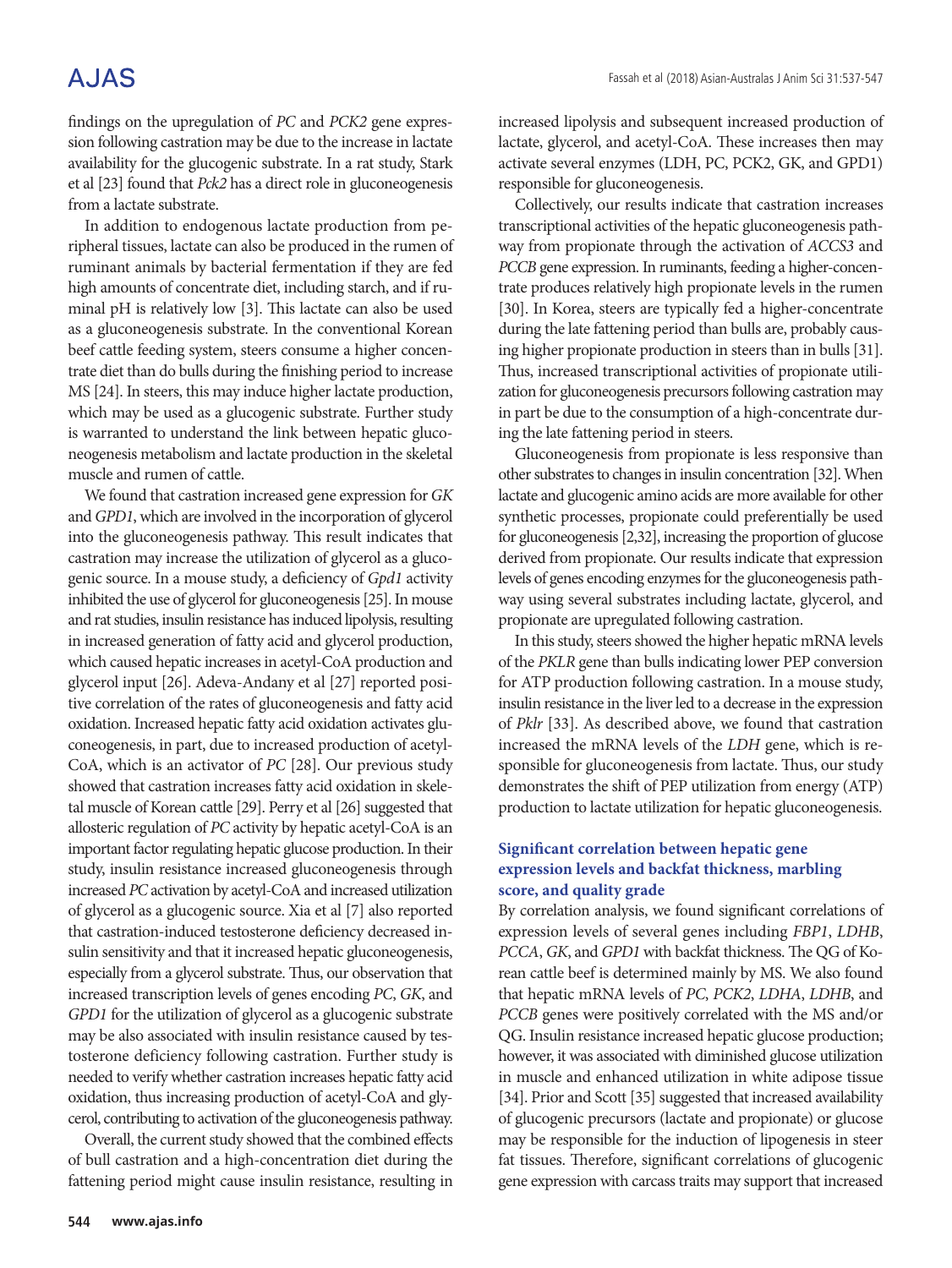findings on the upregulation of *PC* and *PCK2* gene expression following castration may be due to the increase in lactate availability for the glucogenic substrate. In a rat study, Stark et al [23] found that *Pck2* has a direct role in gluconeogenesis from a lactate substrate.

In addition to endogenous lactate production from peripheral tissues, lactate can also be produced in the rumen of ruminant animals by bacterial fermentation if they are fed high amounts of concentrate diet, including starch, and if ruminal pH is relatively low [3]. This lactate can also be used as a gluconeogenesis substrate. In the conventional Korean beef cattle feeding system, steers consume a higher concentrate diet than do bulls during the finishing period to increase MS [24]. In steers, this may induce higher lactate production, which may be used as a glucogenic substrate. Further study is warranted to understand the link between hepatic gluconeogenesis metabolism and lactate production in the skeletal muscle and rumen of cattle.

We found that castration increased gene expression for *GK* and *GPD1*, which are involved in the incorporation of glycerol into the gluconeogenesis pathway. This result indicates that castration may increase the utilization of glycerol as a glucogenic source. In a mouse study, a deficiency of *Gpd1* activity inhibited the use of glycerol for gluconeogenesis [25]. In mouse and rat studies, insulin resistance has induced lipolysis, resulting in increased generation of fatty acid and glycerol production, which caused hepatic increases in acetyl-CoA production and glycerol input [26]. Adeva-Andany et al [27] reported positive correlation of the rates of gluconeogenesis and fatty acid oxidation. Increased hepatic fatty acid oxidation activates gluconeogenesis, in part, due to increased production of acetyl-CoA, which is an activator of *PC* [28]. Our previous study showed that castration increases fatty acid oxidation in skeletal muscle of Korean cattle [29]. Perry et al [26] suggested that allosteric regulation of *PC* activity by hepatic acetyl-CoA is an important factor regulating hepatic glucose production. In their study, insulin resistance increased gluconeogenesis through increased *PC* activation by acetyl-CoA and increased utilization of glycerol as a glucogenic source. Xia et al [7] also reported that castration-induced testosterone deficiency decreased insulin sensitivity and that it increased hepatic gluconeogenesis, especially from a glycerol substrate. Thus, our observation that increased transcription levels of genes encoding *PC*, *GK*, and *GPD1* for the utilization of glycerol as a glucogenic substrate may be also associated with insulin resistance caused by testosterone deficiency following castration. Further study is needed to verify whether castration increases hepatic fatty acid oxidation, thus increasing production of acetyl-CoA and glycerol, contributing to activation of the gluconeogenesis pathway.

Overall, the current study showed that the combined effects of bull castration and a high-concentration diet during the fattening period might cause insulin resistance, resulting in increased lipolysis and subsequent increased production of lactate, glycerol, and acetyl-CoA. These increases then may activate several enzymes (LDH, PC, PCK2, GK, and GPD1) responsible for gluconeogenesis.

Collectively, our results indicate that castration increases transcriptional activities of the hepatic gluconeogenesis pathway from propionate through the activation of *ACCS3* and *PCCB* gene expression. In ruminants, feeding a higher-concentrate produces relatively high propionate levels in the rumen [30]. In Korea, steers are typically fed a higher-concentrate during the late fattening period than bulls are, probably causing higher propionate production in steers than in bulls [31]. Thus, increased transcriptional activities of propionate utilization for gluconeogenesis precursors following castration may in part be due to the consumption of a high-concentrate during the late fattening period in steers.

Gluconeogenesis from propionate is less responsive than other substrates to changes in insulin concentration [32]. When lactate and glucogenic amino acids are more available for other synthetic processes, propionate could preferentially be used for gluconeogenesis [2,32], increasing the proportion of glucose derived from propionate. Our results indicate that expression levels of genes encoding enzymes for the gluconeogenesis pathway using several substrates including lactate, glycerol, and propionate are upregulated following castration.

In this study, steers showed the higher hepatic mRNA levels of the *PKLR* gene than bulls indicating lower PEP conversion for ATP production following castration. In a mouse study, insulin resistance in the liver led to a decrease in the expression of *Pklr* [33]. As described above, we found that castration increased the mRNA levels of the *LDH* gene, which is responsible for gluconeogenesis from lactate. Thus, our study demonstrates the shift of PEP utilization from energy (ATP) production to lactate utilization for hepatic gluconeogenesis.

### Significant correlation between hepatic gene expression levels and backfat thickness, marbling score, and quality grade

By correlation analysis, we found significant correlations of expression levels of several genes including *FBP1*, *LDHB*, *PCCA*, *GK*, and *GPD1* with backfat thickness. The QG of Korean cattle beef is determined mainly by MS. We also found that hepatic mRNA levels of *PC*, *PCK2*, *LDHA*, *LDHB*, and *PCCB* genes were positively correlated with the MS and/or QG. Insulin resistance increased hepatic glucose production; however, it was associated with diminished glucose utilization in muscle and enhanced utilization in white adipose tissue [34]. Prior and Scott [35] suggested that increased availability of glucogenic precursors (lactate and propionate) or glucose may be responsible for the induction of lipogenesis in steer fat tissues. Therefore, significant correlations of glucogenic gene expression with carcass traits may support that increased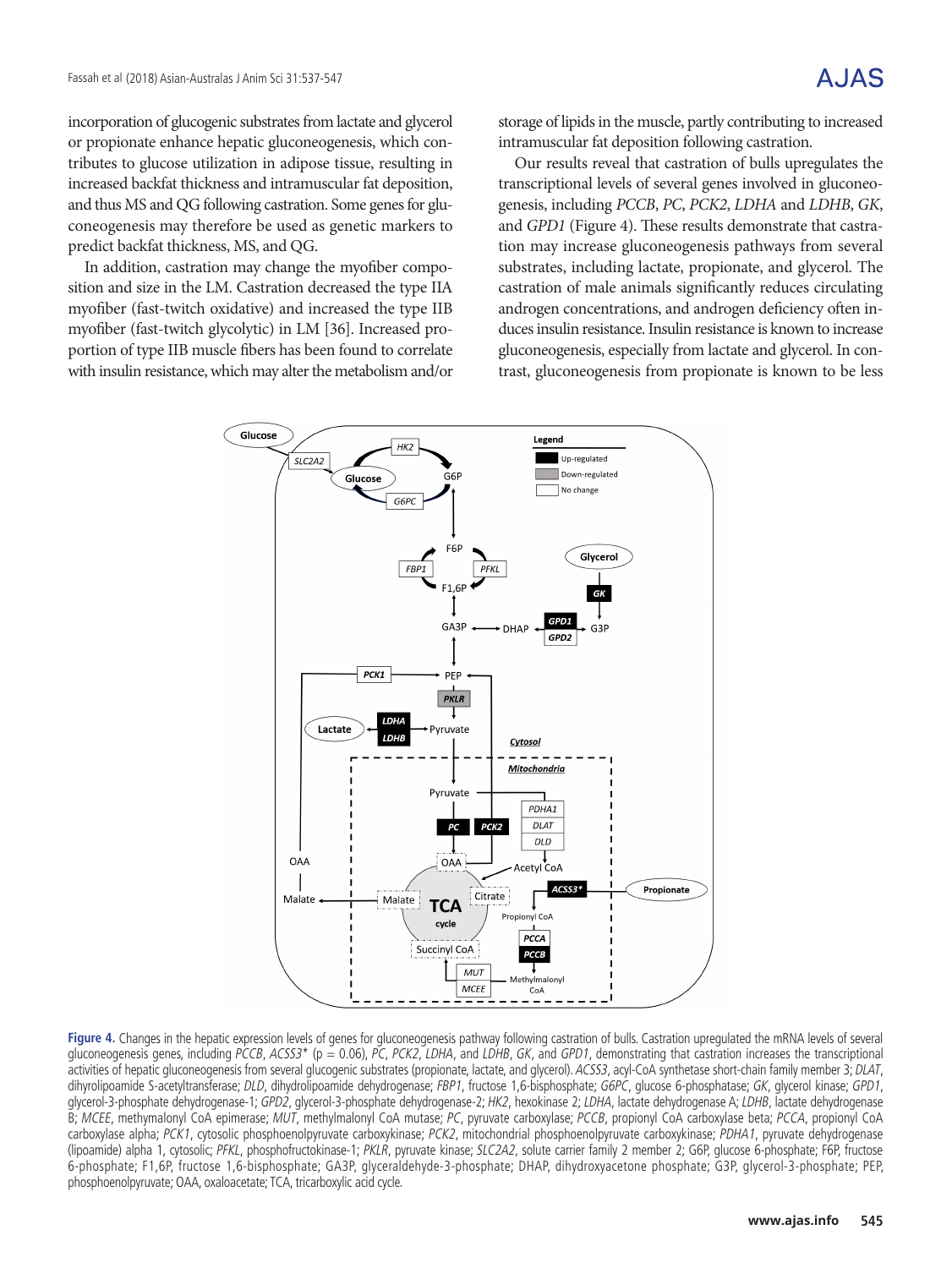incorporation of glucogenic substrates from lactate and glycerol or propionate enhance hepatic gluconeogenesis, which contributes to glucose utilization in adipose tissue, resulting in increased backfat thickness and intramuscular fat deposition, and thus MS and QG following castration. Some genes for gluconeogenesis may therefore be used as genetic markers to predict backfat thickness, MS, and QG.

In addition, castration may change the myofiber composition and size in the LM. Castration decreased the type IIA myofiber (fast-twitch oxidative) and increased the type IIB myofiber (fast-twitch glycolytic) in LM [36]. Increased proportion of type IIB muscle fibers has been found to correlate with insulin resistance, which may alter the metabolism and/or storage of lipids in the muscle, partly contributing to increased intramuscular fat deposition following castration.

Our results reveal that castration of bulls upregulates the transcriptional levels of several genes involved in gluconeogenesis, including *PCCB*, *PC*, *PCK2*, *LDHA* and *LDHB*, *GK*, and *GPD1* (Figure 4). These results demonstrate that castration may increase gluconeogenesis pathways from several substrates, including lactate, propionate, and glycerol. The castration of male animals significantly reduces circulating androgen concentrations, and androgen deficiency often induces insulin resistance. Insulin resistance is known to increase gluconeogenesis, especially from lactate and glycerol. In contrast, gluconeogenesis from propionate is known to be less

**Figure 4.** Changes in the hepatic expression levels of genes for gluconeogenesis pathway following castration of bulls. Castration upregulated the mRNA levels of several gluconeogenesis genes, including *PCCB*, *ACSS3** (p = 0.06), *PC*, *PCK2*, *LDHA*, and *LDHB*, *GK*, and *GPD1*, demonstrating that castration increases the transcriptional activities of hepatic gluconeogenesis from several glucogenic substrates (propionate, lactate, and glycerol). *ACSS3*, acyl-CoA synthetase short-chain family member 3; *DLAT*, dihydrolipoamide S-acetyltransferase; *DLD*, dihydrolipoamide dehydrogenase; *FBP1*, fructose 1,6-bisphosphate; *G6PC*, glucose 6-phosphatase; *GK*, glycerol kinase; *GPD1*, glycerol-3-phosphate dehydrogenase-1; *GPD2*, glycerol-3-phosphate dehydrogenase-2; *HK2*, hexokinase 2; *LDHA*, lactate dehydrogenase A; *LDHB*, lactate dehydrogenase B; *MCEE*, methymalonyl CoA epimerase; *MUT*, methylmalonyl CoA mutase; *PC*, pyruvate carboxylase; *PCCB*, propionyl CoA carboxylase beta; *PCCA*, propionyl CoA carboxylase alpha; *PCK1*, cytosolic phosphoenolpyruvate carboxykinase; *PCK2*, mitochondrial phosphoenolpyruvate carboxykinase; *PDHA1*, pyruvate dehydrogenase (lipoamide) alpha 1, cytosolic; *PFKL*, phosphofructokinase-1; *PKLR*, pyruvate kinase; *SLC2A2*, solute carrier family 2 member 2; G6P, glucose 6-phosphate; F6P, fructose 6-phosphate; F1,6P, fructose 1,6-bisphosphate; GA3P, glyceraldehyde-3-phosphate; DHAP, dihydroxyacetone phosphate; G3P, glycerol-3-phosphate; PEP, phosphoenolpyruvate; OAA, oxaloacetate; TCA, tricarboxylic acid cycle.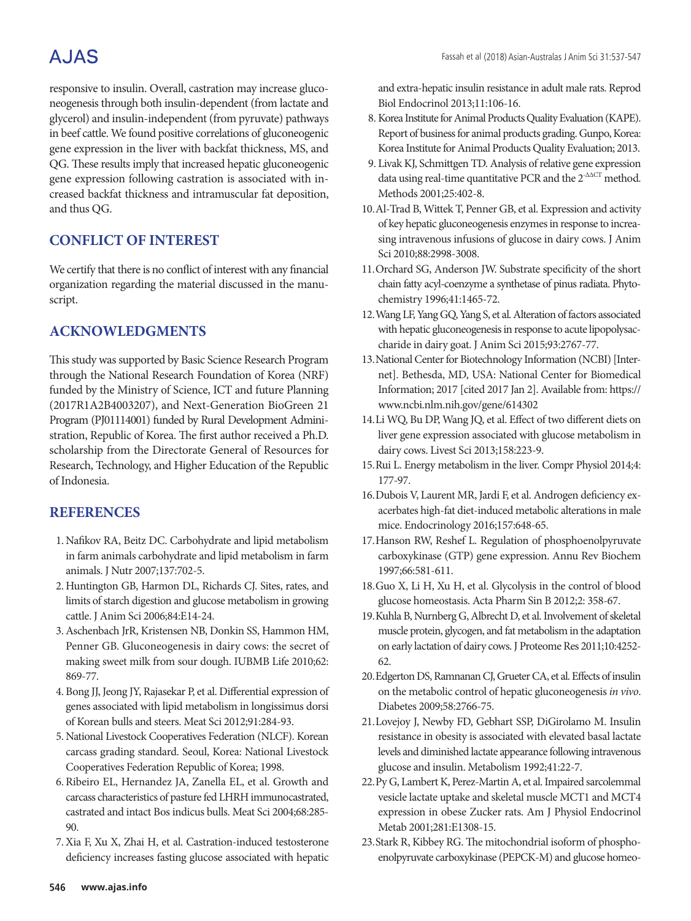responsive to insulin. Overall, castration may increase gluconeogenesis through both insulin-dependent (from lactate and glycerol) and insulin-independent (from pyruvate) pathways in beef cattle. We found positive correlations of gluconeogenic gene expression in the liver with backfat thickness, MS, and QG. These results imply that increased hepatic gluconeogenic gene expression following castration is associated with increased backfat thickness and intramuscular fat deposition, and thus QG.

## CONFLICT OF INTEREST

We certify that there is no conflict of interest with any financial organization regarding the material discussed in the manuscript.

## ACKNOWLEDGMENTS

This study was supported by Basic Science Research Program through the National Research Foundation of Korea (NRF) funded by the Ministry of Science, ICT and future Planning (2017R1A2B4003207), and Next-Generation BioGreen 21 Program (PJ01114001) funded by Rural Development Administration, Republic of Korea. The first author received a Ph.D. scholarship from the Directorate General of Resources for Research, Technology, and Higher Education of the Republic of Indonesia.

## REFERENCES

1. Nafikov RA, Beitz DC. Carbohydrate and lipid metabolism in farm animals carbohydrate and lipid metabolism in farm animals. J Nutr 2007;137:702-5.
2. Huntington GB, Harmon DL, Richards CJ. Sites, rates, and limits of starch digestion and glucose metabolism in growing cattle. J Anim Sci 2006;84:E14-24.
3. Aschenbach JrR, Kristensen NB, Donkin SS, Hammon HM, Penner GB. Gluconeogenesis in dairy cows: the secret of making sweet milk from sour dough. IUBMB Life 2010;62:869-77.
4. Bong JJ, Jeong JY, Rajasekar P, et al. Differential expression of genes associated with lipid metabolism in longissimus dorsi of Korean bulls and steers. Meat Sci 2012;91:284-93.
5. National Livestock Cooperatives Federation (NLCF). Korean carcass grading standard. Seoul, Korea: National Livestock Cooperatives Federation Republic of Korea; 1998.
6. Ribeiro EL, Hernandez JA, Zanella EL, et al. Growth and carcass characteristics of pasture fed LHRH immunocastrated, castrated and intact Bos indicus bulls. Meat Sci 2004;68:285-90.
7. Xia F, Xu X, Zhai H, et al. Castration-induced testosterone deficiency increases fasting glucose associated with hepatic and extra-hepatic insulin resistance in adult male rats. Reprod Biol Endocrinol 2013;11:106-16.
8. Korea Institute for Animal Products Quality Evaluation (KAPE). Report of business for animal products grading. Gunpo, Korea: Korea Institute for Animal Products Quality Evaluation; 2013.
9. Livak KJ, Schmittgen TD. Analysis of relative gene expression data using real-time quantitative PCR and the $2^{-\Delta\Delta CT}$ method. Methods 2001;25:402-8.
10. Al-Trad B, Wittek T, Penner GB, et al. Expression and activity of key hepatic gluconeogenesis enzymes in response to increasing intravenous infusions of glucose in dairy cows. J Anim Sci 2010;88:2998-3008.
11. Orchard SG, Anderson JW. Substrate specificity of the short chain fatty acyl-coenzyme a synthetase of pinus radiata. Phytochemistry 1996;41:1465-72.
12. Wang LF, Yang GQ, Yang S, et al. Alteration of factors associated with hepatic gluconeogenesis in response to acute lipopolysaccharide in dairy goat. J Anim Sci 2015;93:2767-77.
13. National Center for Biotechnology Information (NCBI) [Internet]. Bethesda, MD, USA: National Center for Biomedical Information; 2017 [cited 2017 Jan 2]. Available from: https://www.ncbi.nlm.nih.gov/gene/614302
14. Li WQ, Bu DP, Wang JQ, et al. Effect of two different diets on liver gene expression associated with glucose metabolism in dairy cows. Livest Sci 2013;158:223-9.
15. Rui L. Energy metabolism in the liver. Compr Physiol 2014;4:177-97.
16. Dubois V, Laurent MR, Jardi F, et al. Androgen deficiency exacerbates high-fat diet-induced metabolic alterations in male mice. Endocrinology 2016;157:648-65.
17. Hanson RW, Reshef L. Regulation of phosphoenolpyruvate carboxykinase (GTP) gene expression. Annu Rev Biochem 1997;66:581-611.
18. Guo X, Li H, Xu H, et al. Glycolysis in the control of blood glucose homeostasis. Acta Pharm Sin B 2012;2: 358-67.
19. Kuhla B, Nurnberg G, Albrecht D, et al. Involvement of skeletal muscle protein, glycogen, and fat metabolism in the adaptation on early lactation of dairy cows. J Proteome Res 2011;10:4252-62.
20. Edgerton DS, Ramnanan CJ, Grueter CA, et al. Effects of insulin on the metabolic control of hepatic gluconeogenesis *in vivo*. Diabetes 2009;58:2766-75.
21. Lovejoy J, Newby FD, Gebhart SSP, DiGirolamo M. Insulin resistance in obesity is associated with elevated basal lactate levels and diminished lactate appearance following intravenous glucose and insulin. Metabolism 1992;41:22-7.
22. Py G, Lambert K, Perez-Martin A, et al. Impaired sarcolemmal vesicle lactate uptake and skeletal muscle MCT1 and MCT4 expression in obese Zucker rats. Am J Physiol Endocrinol Metab 2001;281:E1308-15.
23. Stark R, Kibbey RG. The mitochondrial isoform of phosphoenolpyruvate carboxykinase (PEPCK-M) and glucose homeo-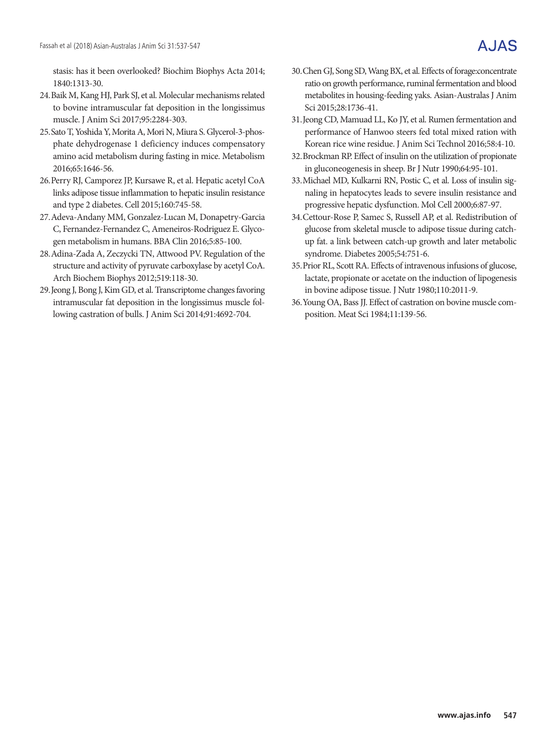stasis: has it been overlooked? Biochim Biophys Acta 2014; 1840:1313-30.

24. Baik M, Kang HJ, Park SJ, et al. Molecular mechanisms related to bovine intramuscular fat deposition in the longissimus muscle. J Anim Sci 2017;95:2284-303.

25. Sato T, Yoshida Y, Morita A, Mori N, Miura S. Glycerol-3-phosphate dehydrogenase 1 deficiency induces compensatory amino acid metabolism during fasting in mice. Metabolism 2016;65:1646-56.

26. Perry RJ, Camporez JP, Kursawe R, et al. Hepatic acetyl CoA links adipose tissue inflammation to hepatic insulin resistance and type 2 diabetes. Cell 2015;160:745-58.

27. Adeva-Andany MM, Gonzalez-Lucan M, Donapetry-Garcia C, Fernandez-Fernandez C, Ameneiros-Rodriguez E. Glycogen metabolism in humans. BBA Clin 2016;5:85-100.

28. Adina-Zada A, Zeczycki TN, Attwood PV. Regulation of the structure and activity of pyruvate carboxylase by acetyl CoA. Arch Biochem Biophys 2012;519:118-30.

29. Jeong J, Bong J, Kim GD, et al. Transcriptome changes favoring intramuscular fat deposition in the longissimus muscle following castration of bulls. J Anim Sci 2014;91:4692-704.

30. Chen GJ, Song SD, Wang BX, et al. Effects of forage:concentrate ratio on growth performance, ruminal fermentation and blood metabolites in housing-feeding yaks. Asian-Australas J Anim Sci 2015;28:1736-41.

31. Jeong CD, Mamuad LL, Ko JY, et al. Rumen fermentation and performance of Hanwoo steers fed total mixed ration with Korean rice wine residue. J Anim Sci Technol 2016;58:4-10.

32. Brockman RP. Effect of insulin on the utilization of propionate in gluconeogenesis in sheep. Br J Nutr 1990;64:95-101.

33. Michael MD, Kulkarni RN, Postic C, et al. Loss of insulin signaling in hepatocytes leads to severe insulin resistance and progressive hepatic dysfunction. Mol Cell 2000;6:87-97.

34. Cettour-Rose P, Samec S, Russell AP, et al. Redistribution of glucose from skeletal muscle to adipose tissue during catch-up fat. a link between catch-up growth and later metabolic syndrome. Diabetes 2005;54:751-6.

35. Prior RL, Scott RA. Effects of intravenous infusions of glucose, lactate, propionate or acetate on the induction of lipogenesis in bovine adipose tissue. J Nutr 1980;110:2011-9.

36. Young OA, Bass JJ. Effect of castration on bovine muscle composition. Meat Sci 1984;11:139-56.